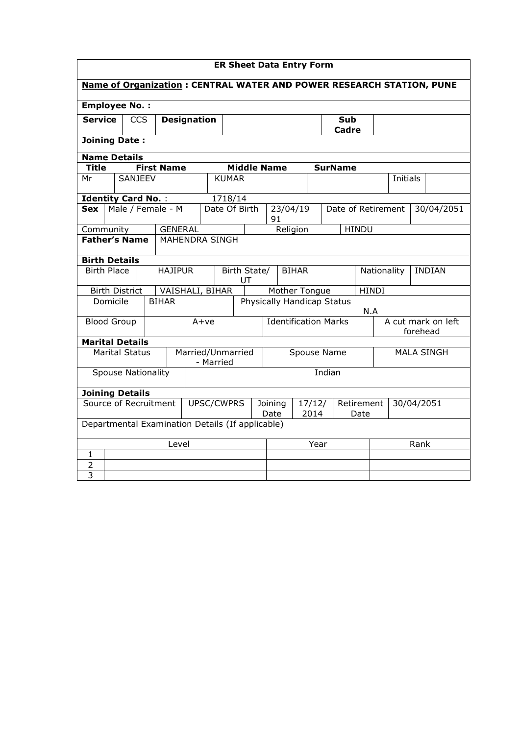**ER Sheet Data Entry Form**

**Name of Organization : CENTRAL WATER AND POWER RESEARCH STATION, PUNE**

**Employee No. :**

| **Service** | CCS | **Designation** | | **Sub Cadre** | |
|---|---|---|---|---|---|

**Joining Date :**

**Name Details**

| **Title** | **First Name** | **Middle Name** | **SurName** | | |
|---|---|---|---|---|---|
| Mr | SANJEEV | KUMAR | | Initials | |

**Identity Card No.** : 1718/14

| **Sex** | Male / Female - M | Date Of Birth | 23/04/1991 | Date of Retirement | 30/04/2051 |
|---|---|---|---|---|---|

| Community | GENERAL | Religion | HINDU |
|---|---|---|---|
| **Father's Name** | MAHENDRA SINGH | | |

**Birth Details**

| Birth Place | HAJIPUR | Birth State/ UT | BIHAR | Nationality | INDIAN |
|---|---|---|---|---|---|
| Birth District | VAISHALI, BIHAR | Mother Tongue | HINDI | | |
| Domicile | BIHAR | Physically Handicap Status | N.A | | |
| Blood Group | A+ve | Identification Marks | A cut mark on left forehead | | |

**Marital Details**

| Marital Status | Married/Unmarried - Married | Spouse Name | MALA SINGH |
|---|---|---|---|
| Spouse Nationality | Indian | | |

**Joining Details**

| Source of Recruitment | UPSC/CWPRS | Joining Date | 17/12/2014 | Retirement Date | 30/04/2051 |
|---|---|---|---|---|---|

Departmental Examination Details (If applicable)

| | Level | Year | Rank |
|---|---|---|---|
| 1 | | | |
| 2 | | | |
| 3 | | | |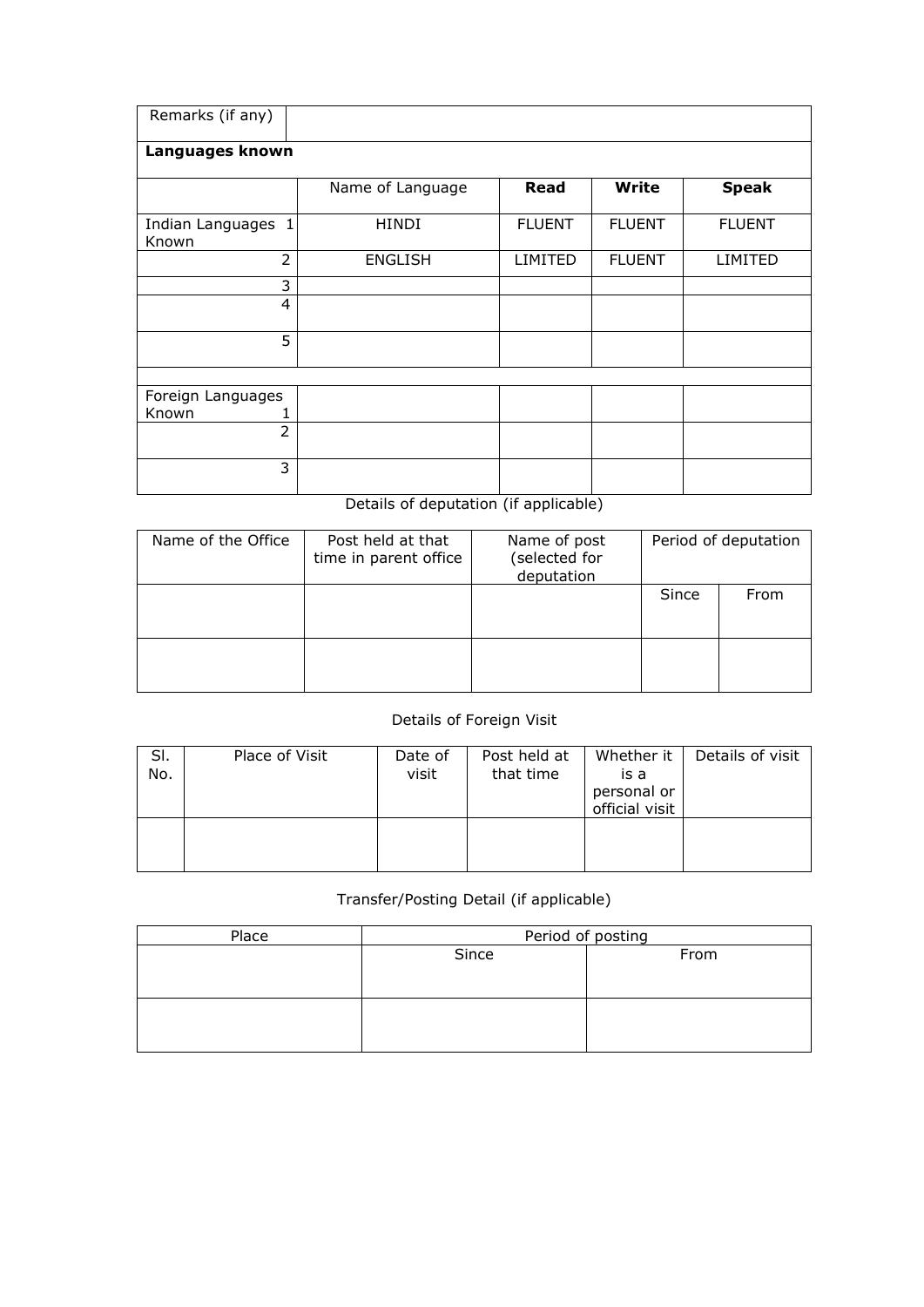| Remarks (if any) | | | | |
|---|---|---|---|---|
| **Languages known** | | | | |
| | Name of Language | **Read** | **Write** | **Speak** |
| Indian Languages Known 1 | HINDI | FLUENT | FLUENT | FLUENT |
| 2 | ENGLISH | LIMITED | FLUENT | LIMITED |
| 3 | | | | |
| 4 | | | | |
| 5 | | | | |
| | | | | |
| Foreign Languages Known 1 | | | | |
| 2 | | | | |
| 3 | | | | |

Details of deputation (if applicable)

| Name of the Office | Post held at that time in parent office | Name of post (selected for deputation | Period of deputation | |
|---|---|---|---|---|
| | | | Since | From |
| | | | | |

Details of Foreign Visit

| Sl. No. | Place of Visit | Date of visit | Post held at that time | Whether it is a personal or official visit | Details of visit |
|---|---|---|---|---|---|
| | | | | | |

Transfer/Posting Detail (if applicable)

| Place | Period of posting | |
|---|---|---|
| | Since | From |
| | | |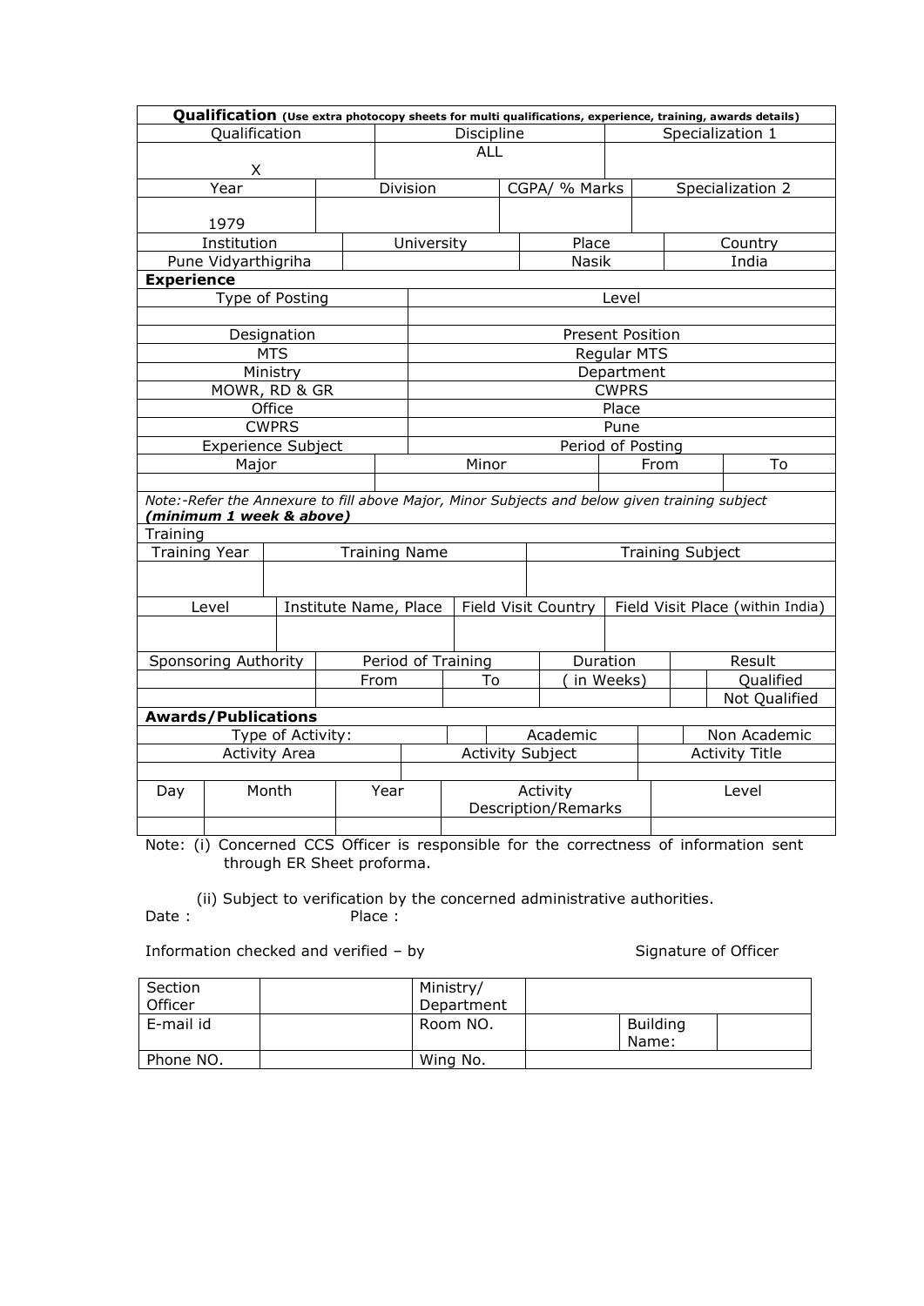**Qualification** (Use extra photocopy sheets for multi qualifications, experience, training, awards details)

| Qualification | Discipline | Specialization 1 |
|---|---|---|
| X | ALL | |

| Year | Division | CGPA/ % Marks | Specialization 2 |
|---|---|---|---|
| 1979 | | | |

| Institution | University | Place | Country |
|---|---|---|---|
| Pune Vidyarthigriha | | Nasik | India |

**Experience**

| Type of Posting | Level |
|---|---|
| | |
| Designation | Present Position |
| MTS | Regular MTS |
| Ministry | Department |
| MOWR, RD & GR | CWPRS |
| Office | Place |
| CWPRS | Pune |
| Experience Subject | Period of Posting |

| Major | Minor | From | To |
|---|---|---|---|
| | | | |

*Note:-Refer the Annexure to fill above Major, Minor Subjects and below given training subject* ***(minimum 1 week & above)***

Training

| Training Year | Training Name | Training Subject |
|---|---|---|
| | | |

| Level | Institute Name, Place | Field Visit Country | Field Visit Place (within India) |
|---|---|---|---|
| | | | |

| Sponsoring Authority | Period of Training | | Duration | Result | |
|---|---|---|---|---|---|
| | From | To | ( in Weeks) | | Qualified |
| | | | | | Not Qualified |

**Awards/Publications**

| Type of Activity: | | Academic | | Non Academic |
|---|---|---|---|---|

| Activity Area | Activity Subject | Activity Title |
|---|---|---|
| | | |

| Day | Month | Year | Activity Description/Remarks | Level |
|---|---|---|---|---|
| | | | | |

Note: (i) Concerned CCS Officer is responsible for the correctness of information sent through ER Sheet proforma.

(ii) Subject to verification by the concerned administrative authorities.

Date : Place :

Information checked and verified – by

Signature of Officer

| | | | | | |
|---|---|---|---|---|---|
| Section Officer | | Ministry/ Department | | | |
| E-mail id | | Room NO. | | Building Name: | |
| Phone NO. | | Wing No. | | | |